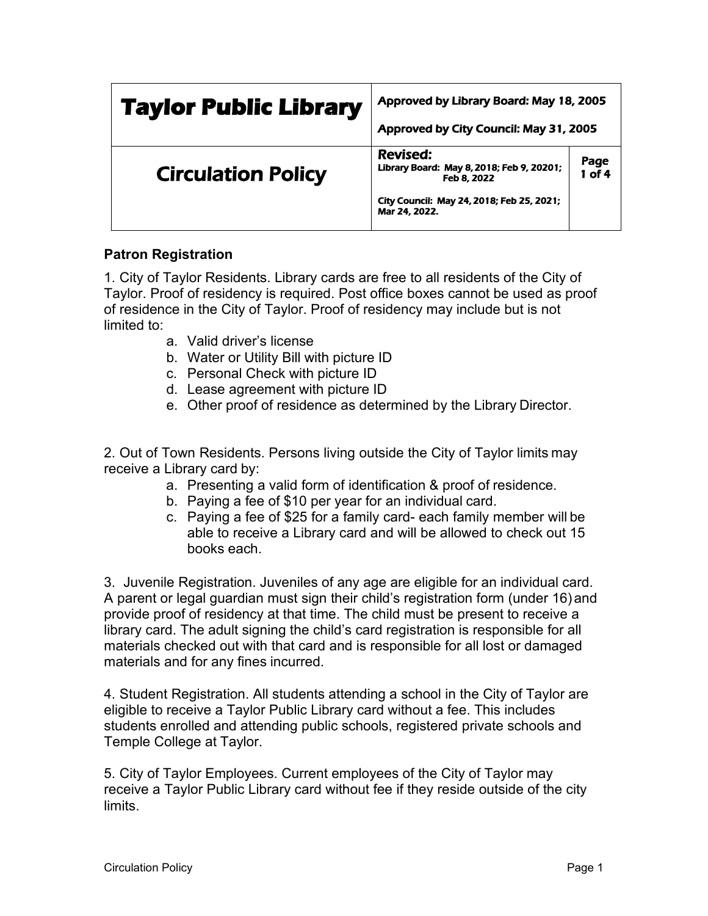| Taylor Public Library | Approved by Library Board: May 18, 2005<br><br>Approved by City Council: May 31, 2005 | |
|---|---|---|
| Circulation Policy | **Revised:**<br>Library Board: May 8, 2018; Feb 9, 20201; Feb 8, 2022<br><br>City Council: May 24, 2018; Feb 25, 2021; Mar 24, 2022. | Page 1 of 4 |

## Patron Registration

1. City of Taylor Residents. Library cards are free to all residents of the City of Taylor. Proof of residency is required. Post office boxes cannot be used as proof of residence in the City of Taylor. Proof of residency may include but is not limited to:
   a. Valid driver's license
   b. Water or Utility Bill with picture ID
   c. Personal Check with picture ID
   d. Lease agreement with picture ID
   e. Other proof of residence as determined by the Library Director.

2. Out of Town Residents. Persons living outside the City of Taylor limits may receive a Library card by:
   a. Presenting a valid form of identification & proof of residence.
   b. Paying a fee of $10 per year for an individual card.
   c. Paying a fee of $25 for a family card- each family member will be able to receive a Library card and will be allowed to check out 15 books each.

3. Juvenile Registration. Juveniles of any age are eligible for an individual card. A parent or legal guardian must sign their child's registration form (under 16) and provide proof of residency at that time. The child must be present to receive a library card. The adult signing the child's card registration is responsible for all materials checked out with that card and is responsible for all lost or damaged materials and for any fines incurred.

4. Student Registration. All students attending a school in the City of Taylor are eligible to receive a Taylor Public Library card without a fee. This includes students enrolled and attending public schools, registered private schools and Temple College at Taylor.

5. City of Taylor Employees. Current employees of the City of Taylor may receive a Taylor Public Library card without fee if they reside outside of the city limits.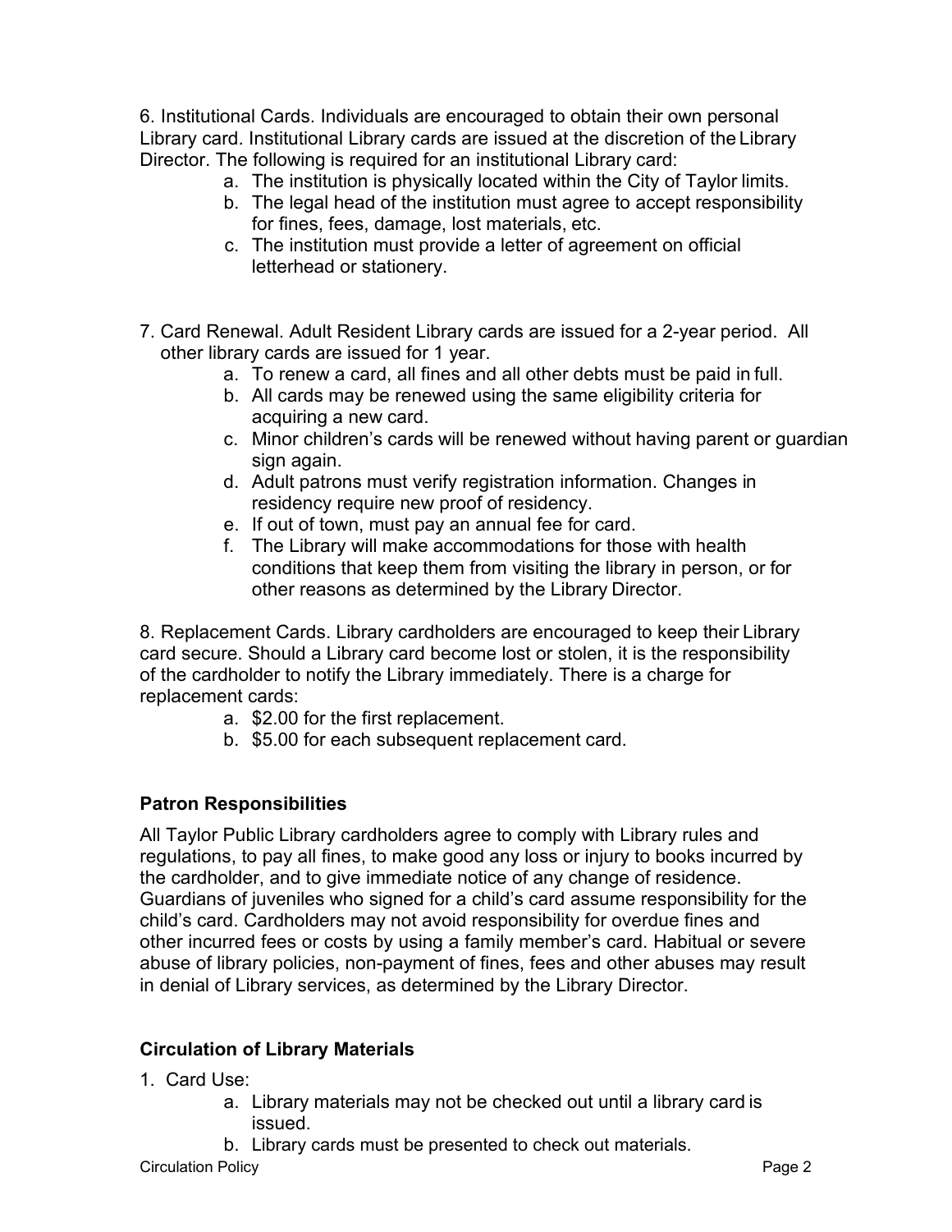6. Institutional Cards. Individuals are encouraged to obtain their own personal Library card. Institutional Library cards are issued at the discretion of the Library Director. The following is required for an institutional Library card:

   a. The institution is physically located within the City of Taylor limits.
   b. The legal head of the institution must agree to accept responsibility for fines, fees, damage, lost materials, etc.
   c. The institution must provide a letter of agreement on official letterhead or stationery.

7. Card Renewal. Adult Resident Library cards are issued for a 2-year period. All other library cards are issued for 1 year.

   a. To renew a card, all fines and all other debts must be paid in full.
   b. All cards may be renewed using the same eligibility criteria for acquiring a new card.
   c. Minor children's cards will be renewed without having parent or guardian sign again.
   d. Adult patrons must verify registration information. Changes in residency require new proof of residency.
   e. If out of town, must pay an annual fee for card.
   f. The Library will make accommodations for those with health conditions that keep them from visiting the library in person, or for other reasons as determined by the Library Director.

8. Replacement Cards. Library cardholders are encouraged to keep their Library card secure. Should a Library card become lost or stolen, it is the responsibility of the cardholder to notify the Library immediately. There is a charge for replacement cards:

   a. $2.00 for the first replacement.
   b. $5.00 for each subsequent replacement card.

### Patron Responsibilities

All Taylor Public Library cardholders agree to comply with Library rules and regulations, to pay all fines, to make good any loss or injury to books incurred by the cardholder, and to give immediate notice of any change of residence. Guardians of juveniles who signed for a child's card assume responsibility for the child's card. Cardholders may not avoid responsibility for overdue fines and other incurred fees or costs by using a family member's card. Habitual or severe abuse of library policies, non-payment of fines, fees and other abuses may result in denial of Library services, as determined by the Library Director.

### Circulation of Library Materials

1. Card Use:

   a. Library materials may not be checked out until a library card is issued.
   b. Library cards must be presented to check out materials.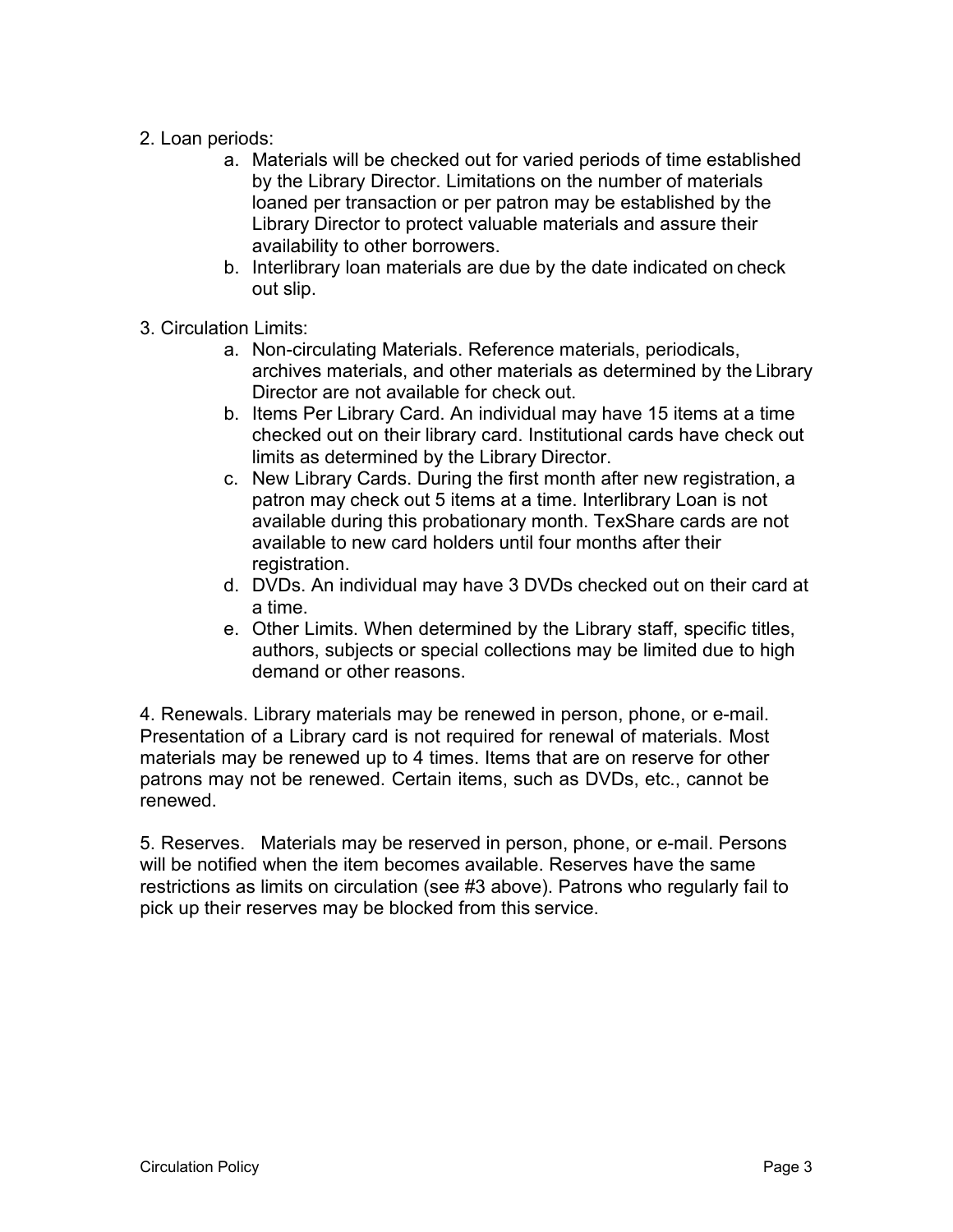2. Loan periods:

   a. Materials will be checked out for varied periods of time established by the Library Director. Limitations on the number of materials loaned per transaction or per patron may be established by the Library Director to protect valuable materials and assure their availability to other borrowers.
   b. Interlibrary loan materials are due by the date indicated on check out slip.

3. Circulation Limits:

   a. Non-circulating Materials. Reference materials, periodicals, archives materials, and other materials as determined by the Library Director are not available for check out.
   b. Items Per Library Card. An individual may have 15 items at a time checked out on their library card. Institutional cards have check out limits as determined by the Library Director.
   c. New Library Cards. During the first month after new registration, a patron may check out 5 items at a time. Interlibrary Loan is not available during this probationary month. TexShare cards are not available to new card holders until four months after their registration.
   d. DVDs. An individual may have 3 DVDs checked out on their card at a time.
   e. Other Limits. When determined by the Library staff, specific titles, authors, subjects or special collections may be limited due to high demand or other reasons.

4. Renewals. Library materials may be renewed in person, phone, or e-mail. Presentation of a Library card is not required for renewal of materials. Most materials may be renewed up to 4 times. Items that are on reserve for other patrons may not be renewed. Certain items, such as DVDs, etc., cannot be renewed.

5. Reserves. Materials may be reserved in person, phone, or e-mail. Persons will be notified when the item becomes available. Reserves have the same restrictions as limits on circulation (see #3 above). Patrons who regularly fail to pick up their reserves may be blocked from this service.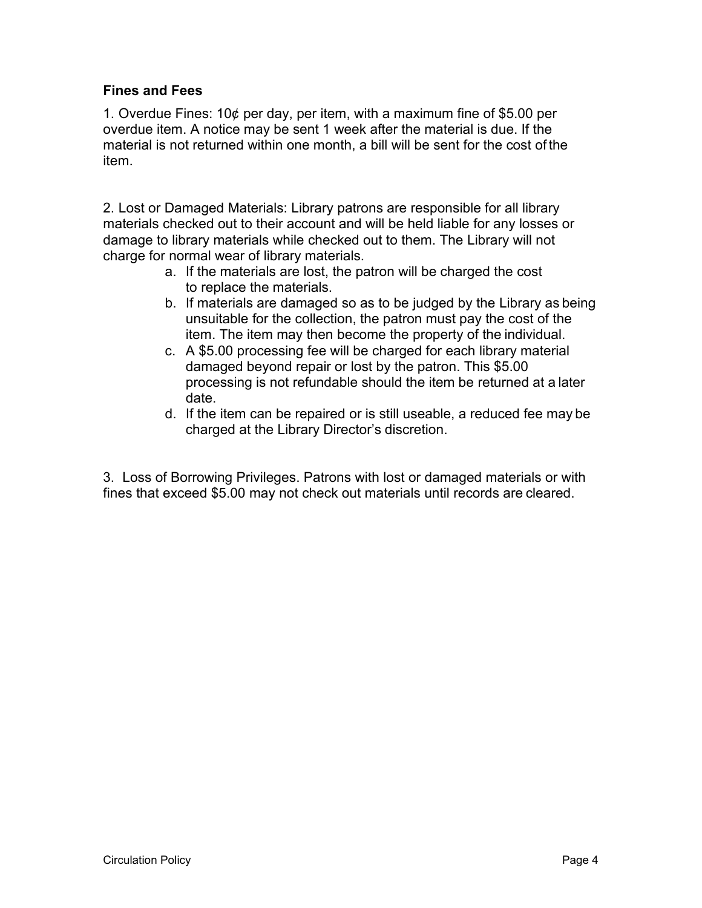### Fines and Fees

1. Overdue Fines: 10¢ per day, per item, with a maximum fine of $5.00 per overdue item. A notice may be sent 1 week after the material is due. If the material is not returned within one month, a bill will be sent for the cost of the item.

2. Lost or Damaged Materials: Library patrons are responsible for all library materials checked out to their account and will be held liable for any losses or damage to library materials while checked out to them. The Library will not charge for normal wear of library materials.

   a. If the materials are lost, the patron will be charged the cost to replace the materials.
   b. If materials are damaged so as to be judged by the Library as being unsuitable for the collection, the patron must pay the cost of the item. The item may then become the property of the individual.
   c. A $5.00 processing fee will be charged for each library material damaged beyond repair or lost by the patron. This $5.00 processing is not refundable should the item be returned at a later date.
   d. If the item can be repaired or is still useable, a reduced fee may be charged at the Library Director's discretion.

3. Loss of Borrowing Privileges. Patrons with lost or damaged materials or with fines that exceed $5.00 may not check out materials until records are cleared.